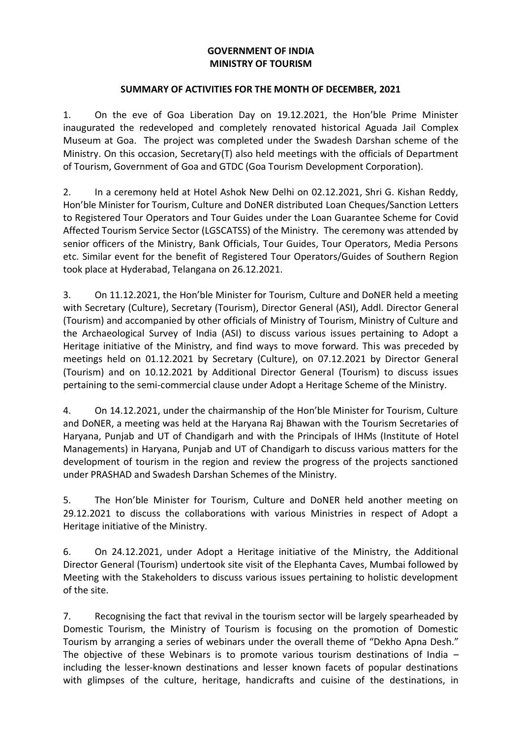**GOVERNMENT OF INDIA**
**MINISTRY OF TOURISM**

**SUMMARY OF ACTIVITIES FOR THE MONTH OF DECEMBER, 2021**

1. On the eve of Goa Liberation Day on 19.12.2021, the Hon'ble Prime Minister inaugurated the redeveloped and completely renovated historical Aguada Jail Complex Museum at Goa. The project was completed under the Swadesh Darshan scheme of the Ministry. On this occasion, Secretary(T) also held meetings with the officials of Department of Tourism, Government of Goa and GTDC (Goa Tourism Development Corporation).

2. In a ceremony held at Hotel Ashok New Delhi on 02.12.2021, Shri G. Kishan Reddy, Hon'ble Minister for Tourism, Culture and DoNER distributed Loan Cheques/Sanction Letters to Registered Tour Operators and Tour Guides under the Loan Guarantee Scheme for Covid Affected Tourism Service Sector (LGSCATSS) of the Ministry. The ceremony was attended by senior officers of the Ministry, Bank Officials, Tour Guides, Tour Operators, Media Persons etc. Similar event for the benefit of Registered Tour Operators/Guides of Southern Region took place at Hyderabad, Telangana on 26.12.2021.

3. On 11.12.2021, the Hon'ble Minister for Tourism, Culture and DoNER held a meeting with Secretary (Culture), Secretary (Tourism), Director General (ASI), Addl. Director General (Tourism) and accompanied by other officials of Ministry of Tourism, Ministry of Culture and the Archaeological Survey of India (ASI) to discuss various issues pertaining to Adopt a Heritage initiative of the Ministry, and find ways to move forward. This was preceded by meetings held on 01.12.2021 by Secretary (Culture), on 07.12.2021 by Director General (Tourism) and on 10.12.2021 by Additional Director General (Tourism) to discuss issues pertaining to the semi-commercial clause under Adopt a Heritage Scheme of the Ministry.

4. On 14.12.2021, under the chairmanship of the Hon'ble Minister for Tourism, Culture and DoNER, a meeting was held at the Haryana Raj Bhawan with the Tourism Secretaries of Haryana, Punjab and UT of Chandigarh and with the Principals of IHMs (Institute of Hotel Managements) in Haryana, Punjab and UT of Chandigarh to discuss various matters for the development of tourism in the region and review the progress of the projects sanctioned under PRASHAD and Swadesh Darshan Schemes of the Ministry.

5. The Hon'ble Minister for Tourism, Culture and DoNER held another meeting on 29.12.2021 to discuss the collaborations with various Ministries in respect of Adopt a Heritage initiative of the Ministry.

6. On 24.12.2021, under Adopt a Heritage initiative of the Ministry, the Additional Director General (Tourism) undertook site visit of the Elephanta Caves, Mumbai followed by Meeting with the Stakeholders to discuss various issues pertaining to holistic development of the site.

7. Recognising the fact that revival in the tourism sector will be largely spearheaded by Domestic Tourism, the Ministry of Tourism is focusing on the promotion of Domestic Tourism by arranging a series of webinars under the overall theme of "Dekho Apna Desh." The objective of these Webinars is to promote various tourism destinations of India – including the lesser-known destinations and lesser known facets of popular destinations with glimpses of the culture, heritage, handicrafts and cuisine of the destinations, in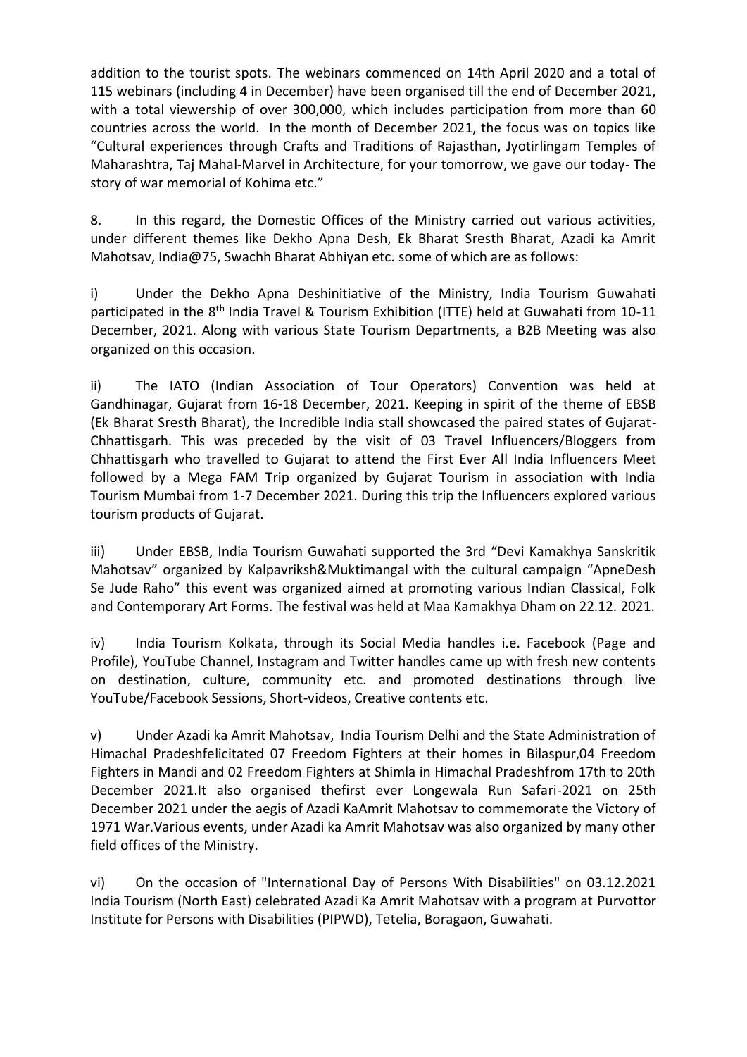addition to the tourist spots. The webinars commenced on 14th April 2020 and a total of 115 webinars (including 4 in December) have been organised till the end of December 2021, with a total viewership of over 300,000, which includes participation from more than 60 countries across the world. In the month of December 2021, the focus was on topics like "Cultural experiences through Crafts and Traditions of Rajasthan, Jyotirlingam Temples of Maharashtra, Taj Mahal-Marvel in Architecture, for your tomorrow, we gave our today- The story of war memorial of Kohima etc."

8. In this regard, the Domestic Offices of the Ministry carried out various activities, under different themes like Dekho Apna Desh, Ek Bharat Sresth Bharat, Azadi ka Amrit Mahotsav, India@75, Swachh Bharat Abhiyan etc. some of which are as follows:

i) Under the Dekho Apna Deshinitiative of the Ministry, India Tourism Guwahati participated in the 8th India Travel & Tourism Exhibition (ITTE) held at Guwahati from 10-11 December, 2021. Along with various State Tourism Departments, a B2B Meeting was also organized on this occasion.

ii) The IATO (Indian Association of Tour Operators) Convention was held at Gandhinagar, Gujarat from 16-18 December, 2021. Keeping in spirit of the theme of EBSB (Ek Bharat Sresth Bharat), the Incredible India stall showcased the paired states of Gujarat-Chhattisgarh. This was preceded by the visit of 03 Travel Influencers/Bloggers from Chhattisgarh who travelled to Gujarat to attend the First Ever All India Influencers Meet followed by a Mega FAM Trip organized by Gujarat Tourism in association with India Tourism Mumbai from 1-7 December 2021. During this trip the Influencers explored various tourism products of Gujarat.

iii) Under EBSB, India Tourism Guwahati supported the 3rd "Devi Kamakhya Sanskritik Mahotsav" organized by Kalpavriksh&Muktimangal with the cultural campaign "ApneDesh Se Jude Raho" this event was organized aimed at promoting various Indian Classical, Folk and Contemporary Art Forms. The festival was held at Maa Kamakhya Dham on 22.12. 2021.

iv) India Tourism Kolkata, through its Social Media handles i.e. Facebook (Page and Profile), YouTube Channel, Instagram and Twitter handles came up with fresh new contents on destination, culture, community etc. and promoted destinations through live YouTube/Facebook Sessions, Short-videos, Creative contents etc.

v) Under Azadi ka Amrit Mahotsav, India Tourism Delhi and the State Administration of Himachal Pradeshfelicitated 07 Freedom Fighters at their homes in Bilaspur,04 Freedom Fighters in Mandi and 02 Freedom Fighters at Shimla in Himachal Pradeshfrom 17th to 20th December 2021.It also organised thefirst ever Longewala Run Safari-2021 on 25th December 2021 under the aegis of Azadi KaAmrit Mahotsav to commemorate the Victory of 1971 War.Various events, under Azadi ka Amrit Mahotsav was also organized by many other field offices of the Ministry.

vi) On the occasion of "International Day of Persons With Disabilities" on 03.12.2021 India Tourism (North East) celebrated Azadi Ka Amrit Mahotsav with a program at Purvottor Institute for Persons with Disabilities (PIPWD), Tetelia, Boragaon, Guwahati.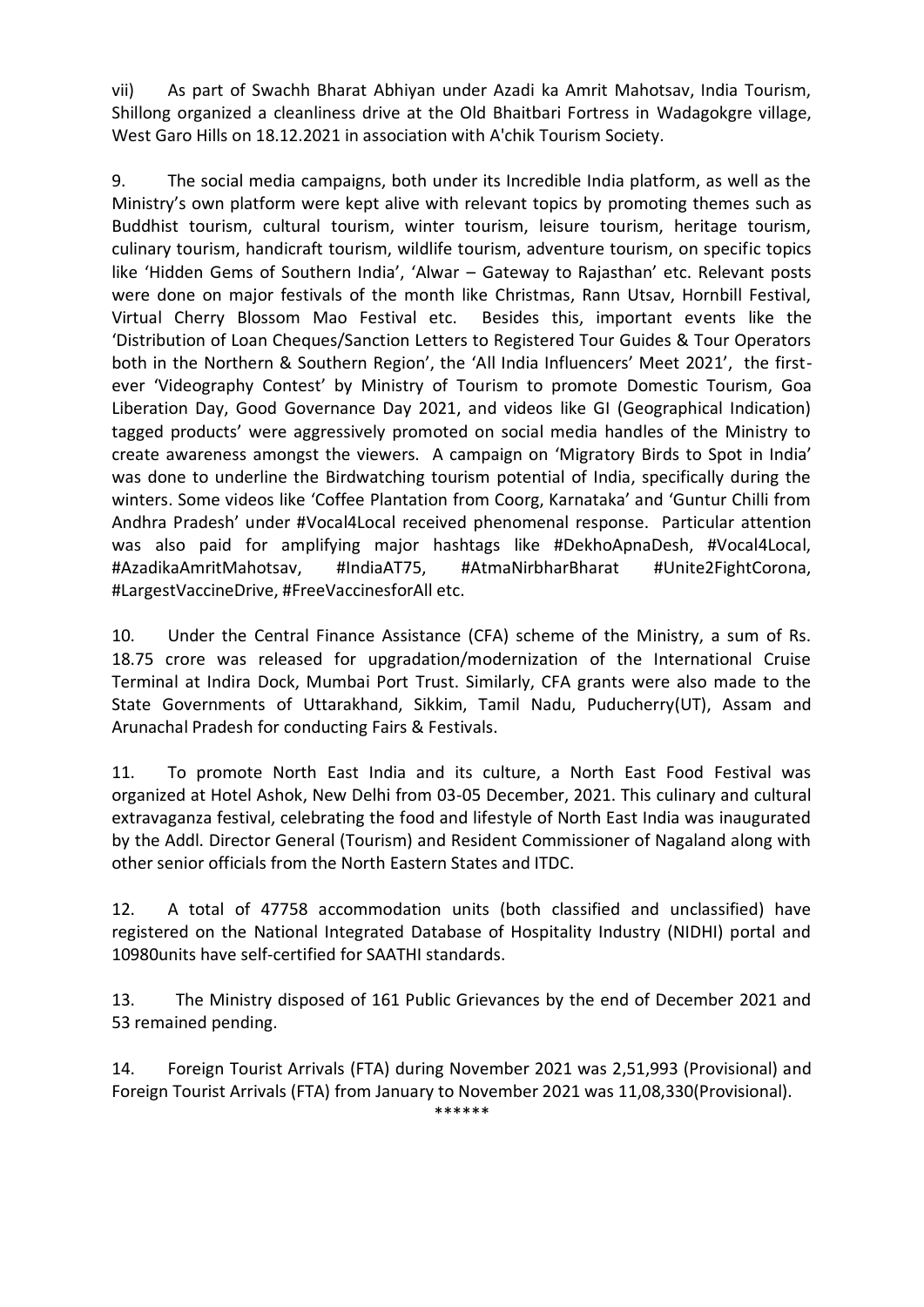vii) As part of Swachh Bharat Abhiyan under Azadi ka Amrit Mahotsav, India Tourism, Shillong organized a cleanliness drive at the Old Bhaitbari Fortress in Wadagokgre village, West Garo Hills on 18.12.2021 in association with A'chik Tourism Society.

9. The social media campaigns, both under its Incredible India platform, as well as the Ministry's own platform were kept alive with relevant topics by promoting themes such as Buddhist tourism, cultural tourism, winter tourism, leisure tourism, heritage tourism, culinary tourism, handicraft tourism, wildlife tourism, adventure tourism, on specific topics like 'Hidden Gems of Southern India', 'Alwar – Gateway to Rajasthan' etc. Relevant posts were done on major festivals of the month like Christmas, Rann Utsav, Hornbill Festival, Virtual Cherry Blossom Mao Festival etc. Besides this, important events like the 'Distribution of Loan Cheques/Sanction Letters to Registered Tour Guides & Tour Operators both in the Northern & Southern Region', the 'All India Influencers' Meet 2021', the first-ever 'Videography Contest' by Ministry of Tourism to promote Domestic Tourism, Goa Liberation Day, Good Governance Day 2021, and videos like GI (Geographical Indication) tagged products' were aggressively promoted on social media handles of the Ministry to create awareness amongst the viewers. A campaign on 'Migratory Birds to Spot in India' was done to underline the Birdwatching tourism potential of India, specifically during the winters. Some videos like 'Coffee Plantation from Coorg, Karnataka' and 'Guntur Chilli from Andhra Pradesh' under #Vocal4Local received phenomenal response. Particular attention was also paid for amplifying major hashtags like #DekhoApnaDesh, #Vocal4Local, #AzadikaAmritMahotsav, #IndiaAT75, #AtmaNirbharBharat #Unite2FightCorona, #LargestVaccineDrive, #FreeVaccinesforAll etc.

10. Under the Central Finance Assistance (CFA) scheme of the Ministry, a sum of Rs. 18.75 crore was released for upgradation/modernization of the International Cruise Terminal at Indira Dock, Mumbai Port Trust. Similarly, CFA grants were also made to the State Governments of Uttarakhand, Sikkim, Tamil Nadu, Puducherry(UT), Assam and Arunachal Pradesh for conducting Fairs & Festivals.

11. To promote North East India and its culture, a North East Food Festival was organized at Hotel Ashok, New Delhi from 03-05 December, 2021. This culinary and cultural extravaganza festival, celebrating the food and lifestyle of North East India was inaugurated by the Addl. Director General (Tourism) and Resident Commissioner of Nagaland along with other senior officials from the North Eastern States and ITDC.

12. A total of 47758 accommodation units (both classified and unclassified) have registered on the National Integrated Database of Hospitality Industry (NIDHI) portal and 10980units have self-certified for SAATHI standards.

13. The Ministry disposed of 161 Public Grievances by the end of December 2021 and 53 remained pending.

14. Foreign Tourist Arrivals (FTA) during November 2021 was 2,51,993 (Provisional) and Foreign Tourist Arrivals (FTA) from January to November 2021 was 11,08,330(Provisional).

******